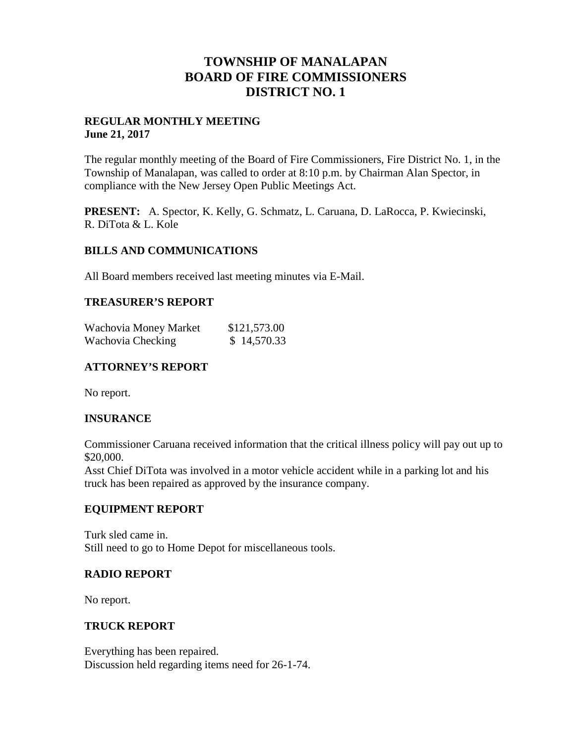# TOWNSHIP OF MANALAPAN
# BOARD OF FIRE COMMISSIONERS
# DISTRICT NO. 1

**REGULAR MONTHLY MEETING**
**June 21, 2017**

The regular monthly meeting of the Board of Fire Commissioners, Fire District No. 1, in the Township of Manalapan, was called to order at 8:10 p.m. by Chairman Alan Spector, in compliance with the New Jersey Open Public Meetings Act.

**PRESENT:** A. Spector, K. Kelly, G. Schmatz, L. Caruana, D. LaRocca, P. Kwiecinski, R. DiTota & L. Kole

## BILLS AND COMMUNICATIONS

All Board members received last meeting minutes via E-Mail.

## TREASURER'S REPORT

| | |
|---|---|
| Wachovia Money Market | $121,573.00 |
| Wachovia Checking | $ 14,570.33 |

## ATTORNEY'S REPORT

No report.

## INSURANCE

Commissioner Caruana received information that the critical illness policy will pay out up to $20,000.
Asst Chief DiTota was involved in a motor vehicle accident while in a parking lot and his truck has been repaired as approved by the insurance company.

## EQUIPMENT REPORT

Turk sled came in.
Still need to go to Home Depot for miscellaneous tools.

## RADIO REPORT

No report.

## TRUCK REPORT

Everything has been repaired.
Discussion held regarding items need for 26-1-74.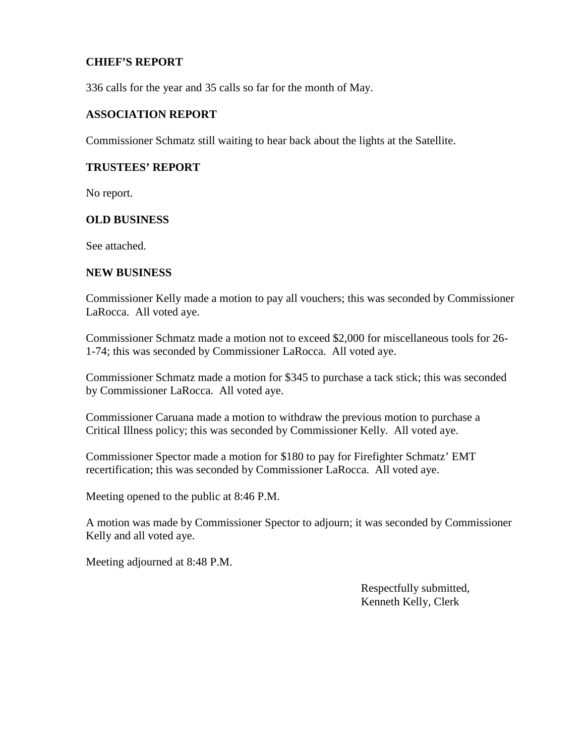**CHIEF'S REPORT**

336 calls for the year and 35 calls so far for the month of May.

**ASSOCIATION REPORT**

Commissioner Schmatz still waiting to hear back about the lights at the Satellite.

**TRUSTEES' REPORT**

No report.

**OLD BUSINESS**

See attached.

**NEW BUSINESS**

Commissioner Kelly made a motion to pay all vouchers; this was seconded by Commissioner LaRocca. All voted aye.

Commissioner Schmatz made a motion not to exceed $2,000 for miscellaneous tools for 26-1-74; this was seconded by Commissioner LaRocca. All voted aye.

Commissioner Schmatz made a motion for $345 to purchase a tack stick; this was seconded by Commissioner LaRocca. All voted aye.

Commissioner Caruana made a motion to withdraw the previous motion to purchase a Critical Illness policy; this was seconded by Commissioner Kelly. All voted aye.

Commissioner Spector made a motion for $180 to pay for Firefighter Schmatz' EMT recertification; this was seconded by Commissioner LaRocca. All voted aye.

Meeting opened to the public at 8:46 P.M.

A motion was made by Commissioner Spector to adjourn; it was seconded by Commissioner Kelly and all voted aye.

Meeting adjourned at 8:48 P.M.

Respectfully submitted,
Kenneth Kelly, Clerk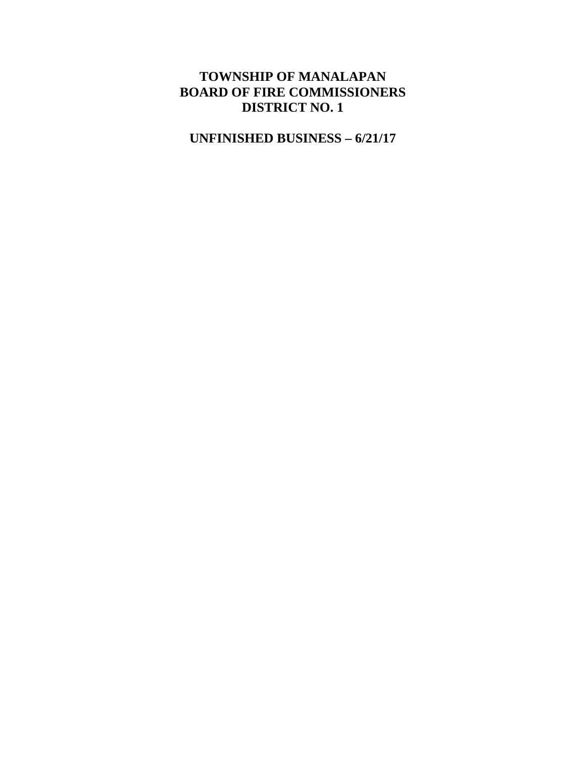# TOWNSHIP OF MANALAPAN
# BOARD OF FIRE COMMISSIONERS
# DISTRICT NO. 1

## UNFINISHED BUSINESS – 6/21/17